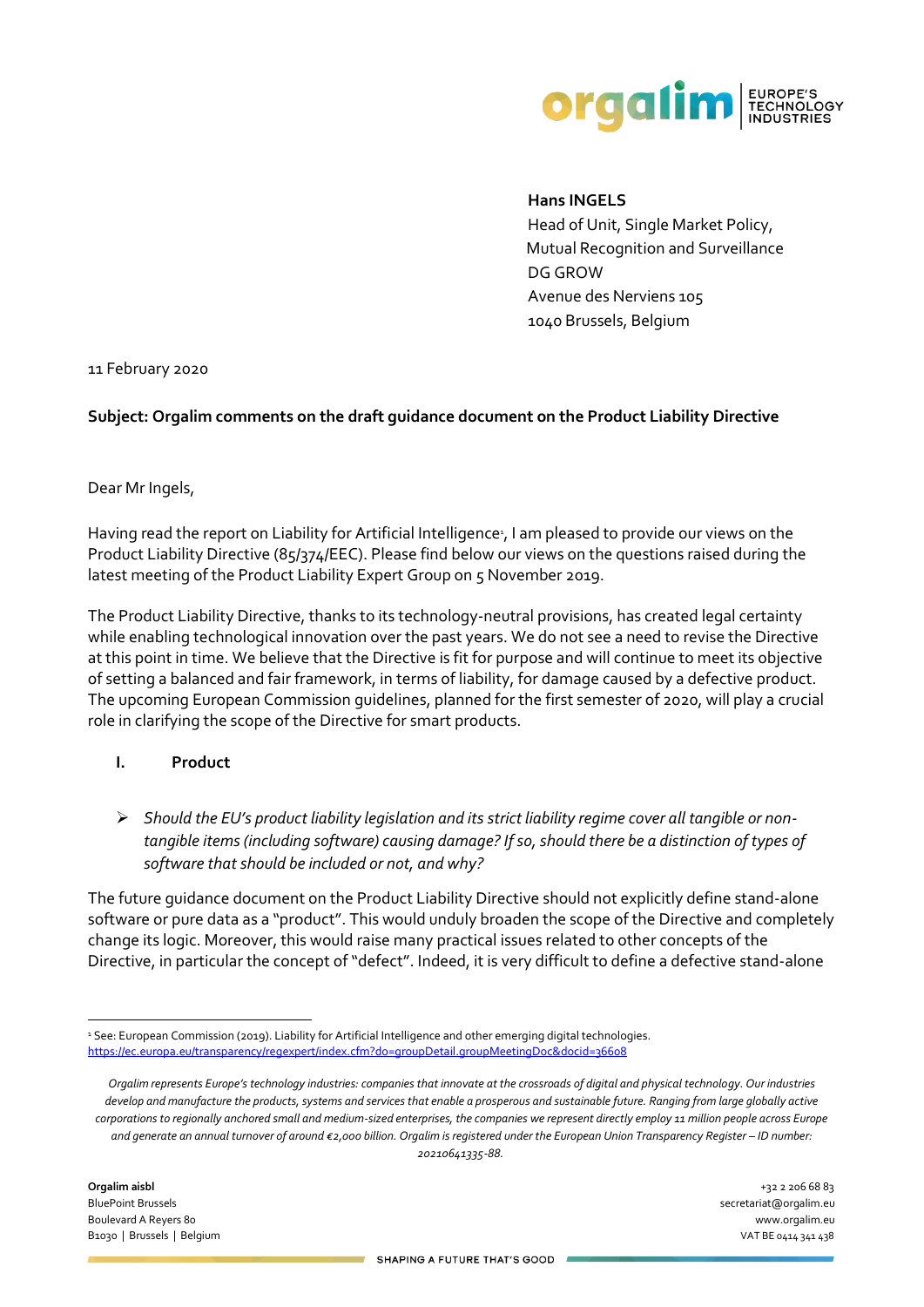**Hans INGELS**
Head of Unit, Single Market Policy,
Mutual Recognition and Surveillance
DG GROW
Avenue des Nerviens 105
1040 Brussels, Belgium

11 February 2020

**Subject: Orgalim comments on the draft guidance document on the Product Liability Directive**

Dear Mr Ingels,

Having read the report on Liability for Artificial Intelligence[1], I am pleased to provide our views on the Product Liability Directive (85/374/EEC). Please find below our views on the questions raised during the latest meeting of the Product Liability Expert Group on 5 November 2019.

The Product Liability Directive, thanks to its technology-neutral provisions, has created legal certainty while enabling technological innovation over the past years. We do not see a need to revise the Directive at this point in time. We believe that the Directive is fit for purpose and will continue to meet its objective of setting a balanced and fair framework, in terms of liability, for damage caused by a defective product. The upcoming European Commission guidelines, planned for the first semester of 2020, will play a crucial role in clarifying the scope of the Directive for smart products.

## I. Product

- *Should the EU's product liability legislation and its strict liability regime cover all tangible or non-tangible items (including software) causing damage? If so, should there be a distinction of types of software that should be included or not, and why?*

The future guidance document on the Product Liability Directive should not explicitly define stand-alone software or pure data as a "product". This would unduly broaden the scope of the Directive and completely change its logic. Moreover, this would raise many practical issues related to other concepts of the Directive, in particular the concept of "defect". Indeed, it is very difficult to define a defective stand-alone

[1] See: European Commission (2019). Liability for Artificial Intelligence and other emerging digital technologies. https://ec.europa.eu/transparency/regexpert/index.cfm?do=groupDetail.groupMeetingDoc&docid=36608

*Orgalim represents Europe's technology industries: companies that innovate at the crossroads of digital and physical technology. Our industries develop and manufacture the products, systems and services that enable a prosperous and sustainable future. Ranging from large globally active corporations to regionally anchored small and medium-sized enterprises, the companies we represent directly employ 11 million people across Europe and generate an annual turnover of around €2,000 billion. Orgalim is registered under the European Union Transparency Register – ID number: 20210641335-88.*

**Orgalim aisbl**
BluePoint Brussels
Boulevard A Reyers 80
B1030 | Brussels | Belgium

+32 2 206 68 83
secretariat@orgalim.eu
www.orgalim.eu
VAT BE 0414 341 438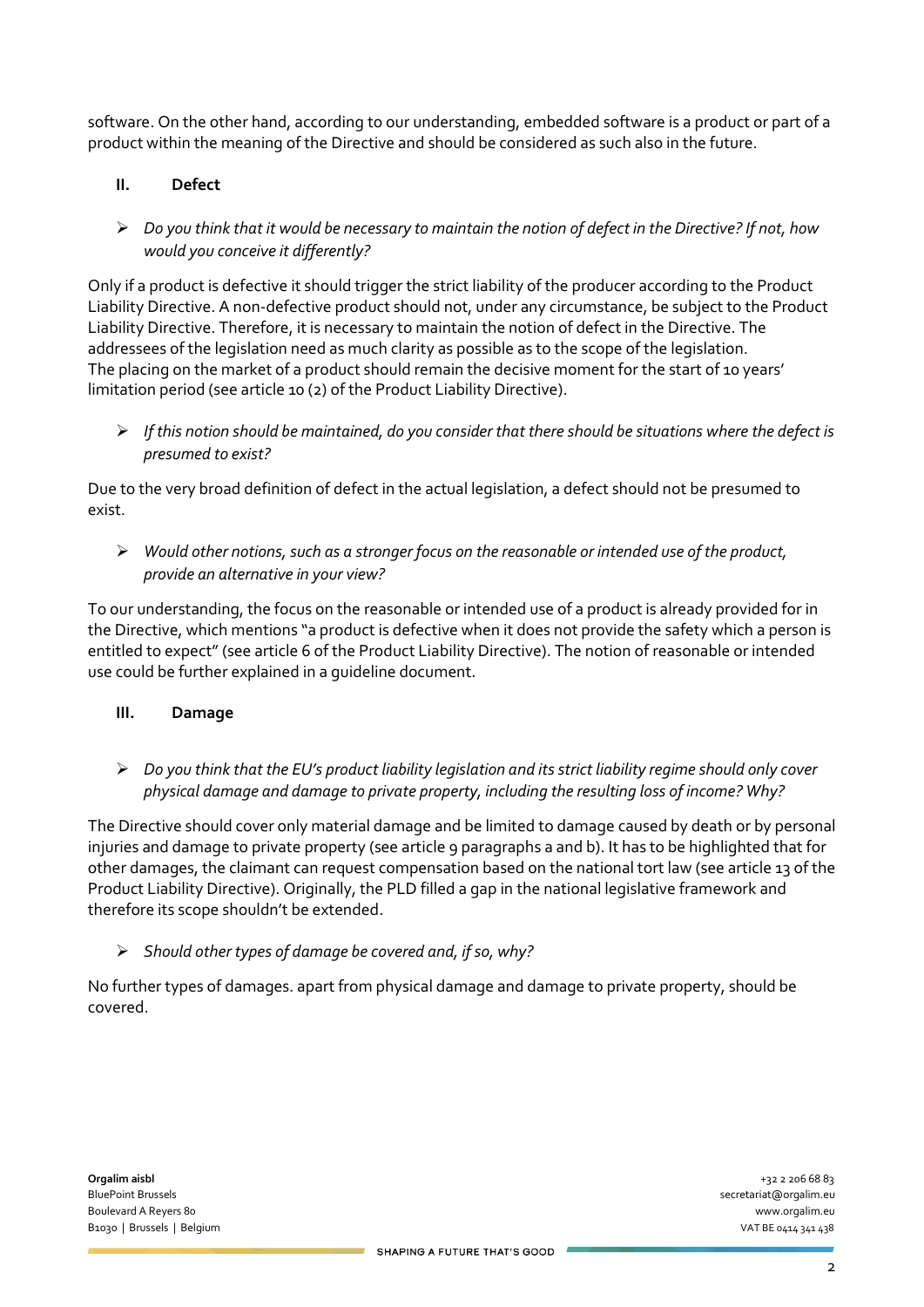software. On the other hand, according to our understanding, embedded software is a product or part of a product within the meaning of the Directive and should be considered as such also in the future.

## II. Defect

➢ *Do you think that it would be necessary to maintain the notion of defect in the Directive? If not, how would you conceive it differently?*

Only if a product is defective it should trigger the strict liability of the producer according to the Product Liability Directive. A non-defective product should not, under any circumstance, be subject to the Product Liability Directive. Therefore, it is necessary to maintain the notion of defect in the Directive. The addressees of the legislation need as much clarity as possible as to the scope of the legislation. The placing on the market of a product should remain the decisive moment for the start of 10 years' limitation period (see article 10 (2) of the Product Liability Directive).

➢ *If this notion should be maintained, do you consider that there should be situations where the defect is presumed to exist?*

Due to the very broad definition of defect in the actual legislation, a defect should not be presumed to exist.

➢ *Would other notions, such as a stronger focus on the reasonable or intended use of the product, provide an alternative in your view?*

To our understanding, the focus on the reasonable or intended use of a product is already provided for in the Directive, which mentions "a product is defective when it does not provide the safety which a person is entitled to expect" (see article 6 of the Product Liability Directive). The notion of reasonable or intended use could be further explained in a guideline document.

## III. Damage

➢ *Do you think that the EU's product liability legislation and its strict liability regime should only cover physical damage and damage to private property, including the resulting loss of income? Why?*

The Directive should cover only material damage and be limited to damage caused by death or by personal injuries and damage to private property (see article 9 paragraphs a and b). It has to be highlighted that for other damages, the claimant can request compensation based on the national tort law (see article 13 of the Product Liability Directive). Originally, the PLD filled a gap in the national legislative framework and therefore its scope shouldn't be extended.

➢ *Should other types of damage be covered and, if so, why?*

No further types of damages. apart from physical damage and damage to private property, should be covered.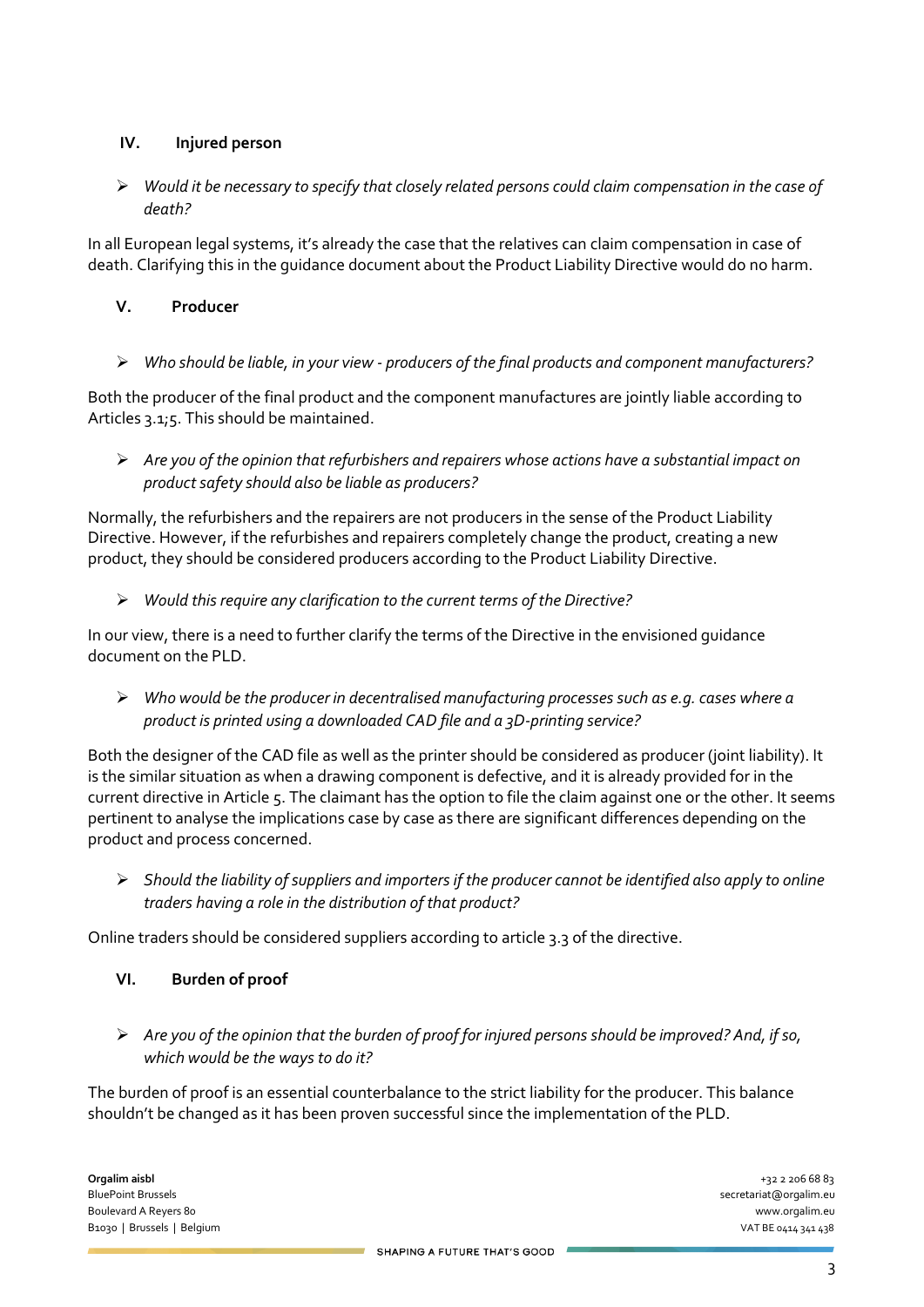## IV. Injured person

- *Would it be necessary to specify that closely related persons could claim compensation in the case of death?*

In all European legal systems, it's already the case that the relatives can claim compensation in case of death. Clarifying this in the guidance document about the Product Liability Directive would do no harm.

## V. Producer

- *Who should be liable, in your view - producers of the final products and component manufacturers?*

Both the producer of the final product and the component manufactures are jointly liable according to Articles 3.1;5. This should be maintained.

- *Are you of the opinion that refurbishers and repairers whose actions have a substantial impact on product safety should also be liable as producers?*

Normally, the refurbishers and the repairers are not producers in the sense of the Product Liability Directive. However, if the refurbishes and repairers completely change the product, creating a new product, they should be considered producers according to the Product Liability Directive.

- *Would this require any clarification to the current terms of the Directive?*

In our view, there is a need to further clarify the terms of the Directive in the envisioned guidance document on the PLD.

- *Who would be the producer in decentralised manufacturing processes such as e.g. cases where a product is printed using a downloaded CAD file and a 3D-printing service?*

Both the designer of the CAD file as well as the printer should be considered as producer (joint liability). It is the similar situation as when a drawing component is defective, and it is already provided for in the current directive in Article 5. The claimant has the option to file the claim against one or the other. It seems pertinent to analyse the implications case by case as there are significant differences depending on the product and process concerned.

- *Should the liability of suppliers and importers if the producer cannot be identified also apply to online traders having a role in the distribution of that product?*

Online traders should be considered suppliers according to article 3.3 of the directive.

## VI. Burden of proof

- *Are you of the opinion that the burden of proof for injured persons should be improved? And, if so, which would be the ways to do it?*

The burden of proof is an essential counterbalance to the strict liability for the producer. This balance shouldn't be changed as it has been proven successful since the implementation of the PLD.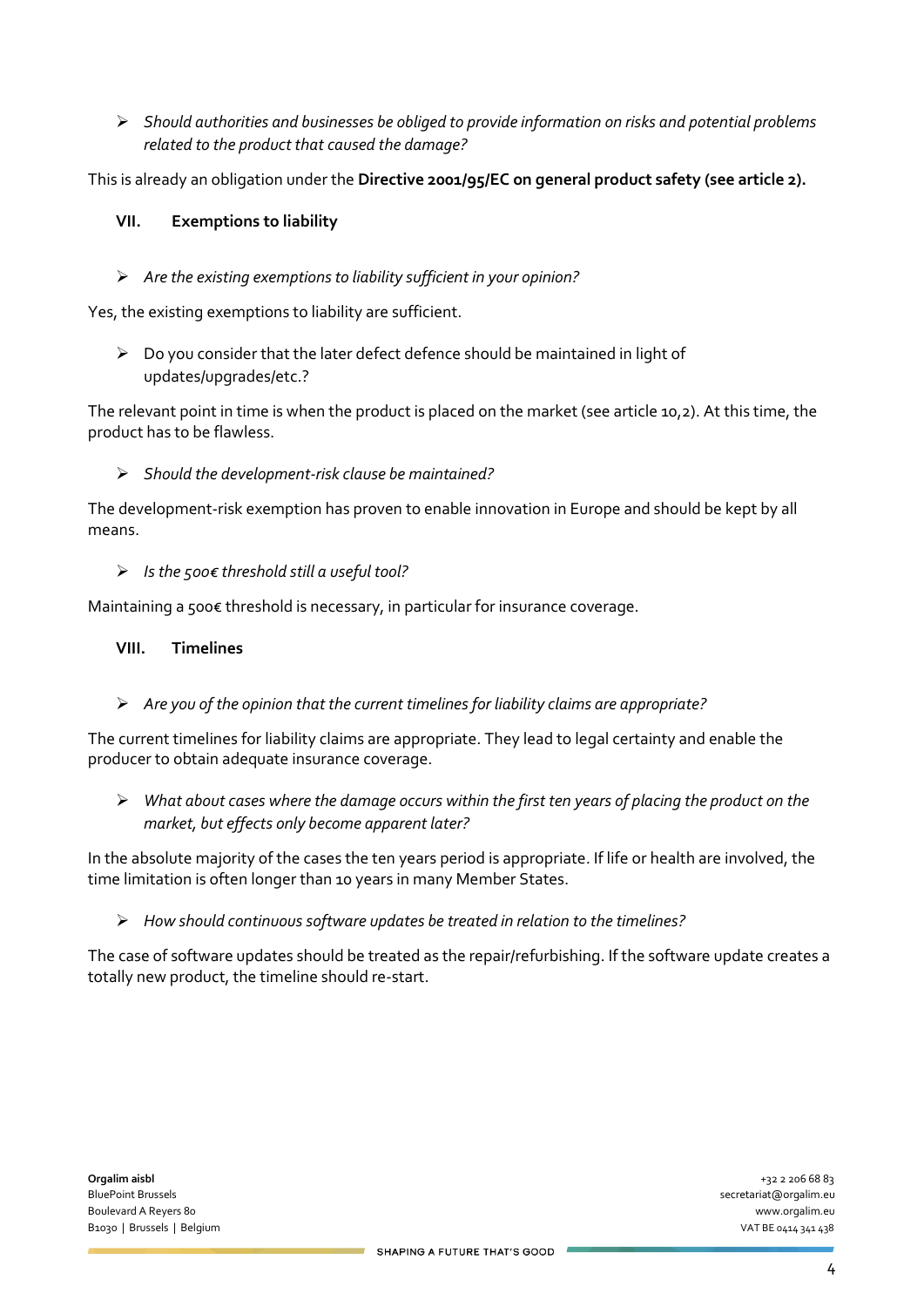- *Should authorities and businesses be obliged to provide information on risks and potential problems related to the product that caused the damage?*

This is already an obligation under the **Directive 2001/95/EC on general product safety (see article 2).**

## VII. Exemptions to liability

- *Are the existing exemptions to liability sufficient in your opinion?*

Yes, the existing exemptions to liability are sufficient.

- Do you consider that the later defect defence should be maintained in light of updates/upgrades/etc.?

The relevant point in time is when the product is placed on the market (see article 10,2). At this time, the product has to be flawless.

- *Should the development-risk clause be maintained?*

The development-risk exemption has proven to enable innovation in Europe and should be kept by all means.

- *Is the 500€ threshold still a useful tool?*

Maintaining a 500€ threshold is necessary, in particular for insurance coverage.

## VIII. Timelines

- *Are you of the opinion that the current timelines for liability claims are appropriate?*

The current timelines for liability claims are appropriate. They lead to legal certainty and enable the producer to obtain adequate insurance coverage.

- *What about cases where the damage occurs within the first ten years of placing the product on the market, but effects only become apparent later?*

In the absolute majority of the cases the ten years period is appropriate. If life or health are involved, the time limitation is often longer than 10 years in many Member States.

- *How should continuous software updates be treated in relation to the timelines?*

The case of software updates should be treated as the repair/refurbishing. If the software update creates a totally new product, the timeline should re-start.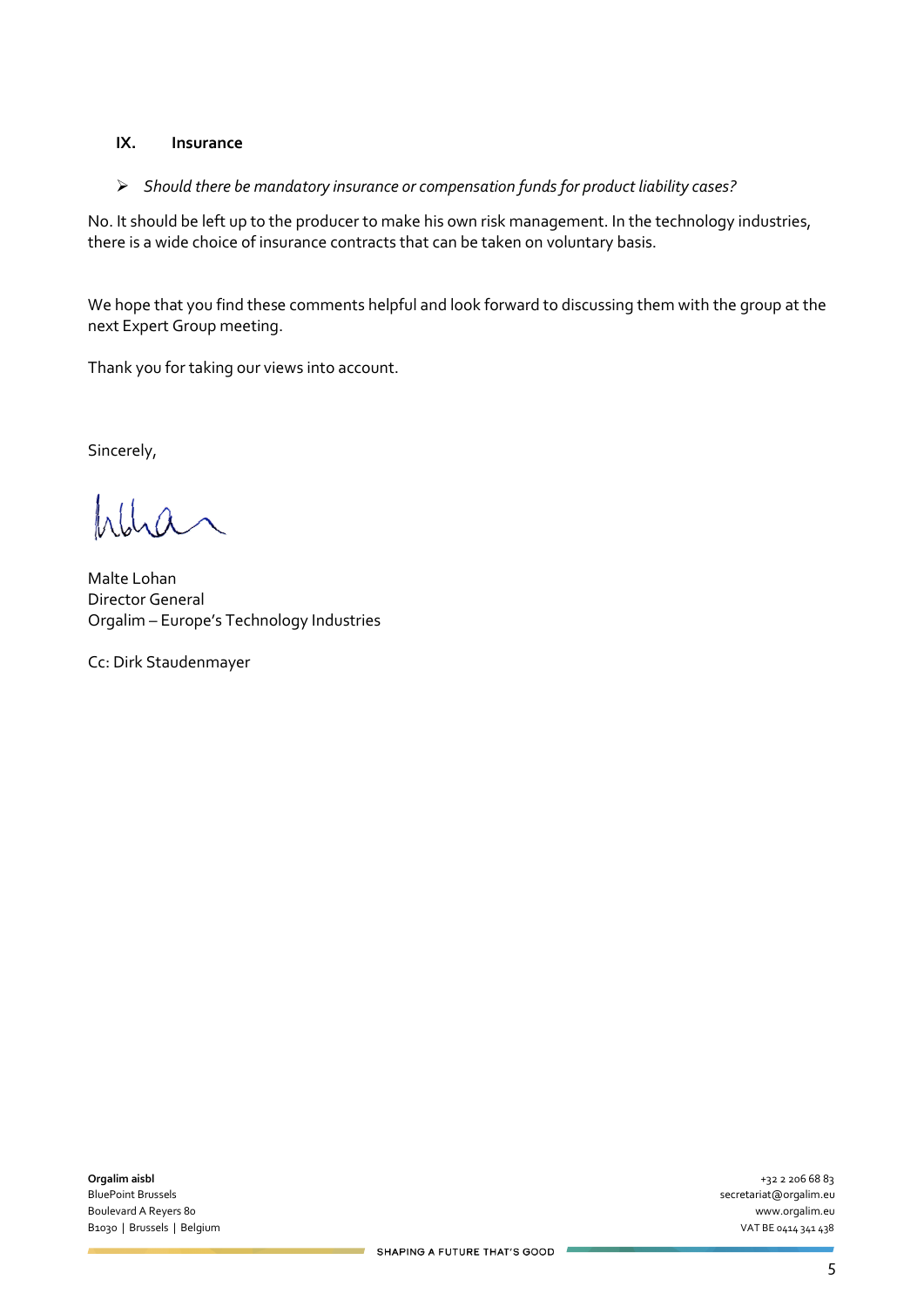## IX. Insurance

- *Should there be mandatory insurance or compensation funds for product liability cases?*

No. It should be left up to the producer to make his own risk management. In the technology industries, there is a wide choice of insurance contracts that can be taken on voluntary basis.

We hope that you find these comments helpful and look forward to discussing them with the group at the next Expert Group meeting.

Thank you for taking our views into account.

Sincerely,

Malte Lohan
Director General
Orgalim – Europe's Technology Industries

Cc: Dirk Staudenmayer

**Orgalim aisbl**
BluePoint Brussels
Boulevard A Reyers 80
B1030 | Brussels | Belgium

+32 2 206 68 83
secretariat@orgalim.eu
www.orgalim.eu
VAT BE 0414 341 438

SHAPING A FUTURE THAT'S GOOD